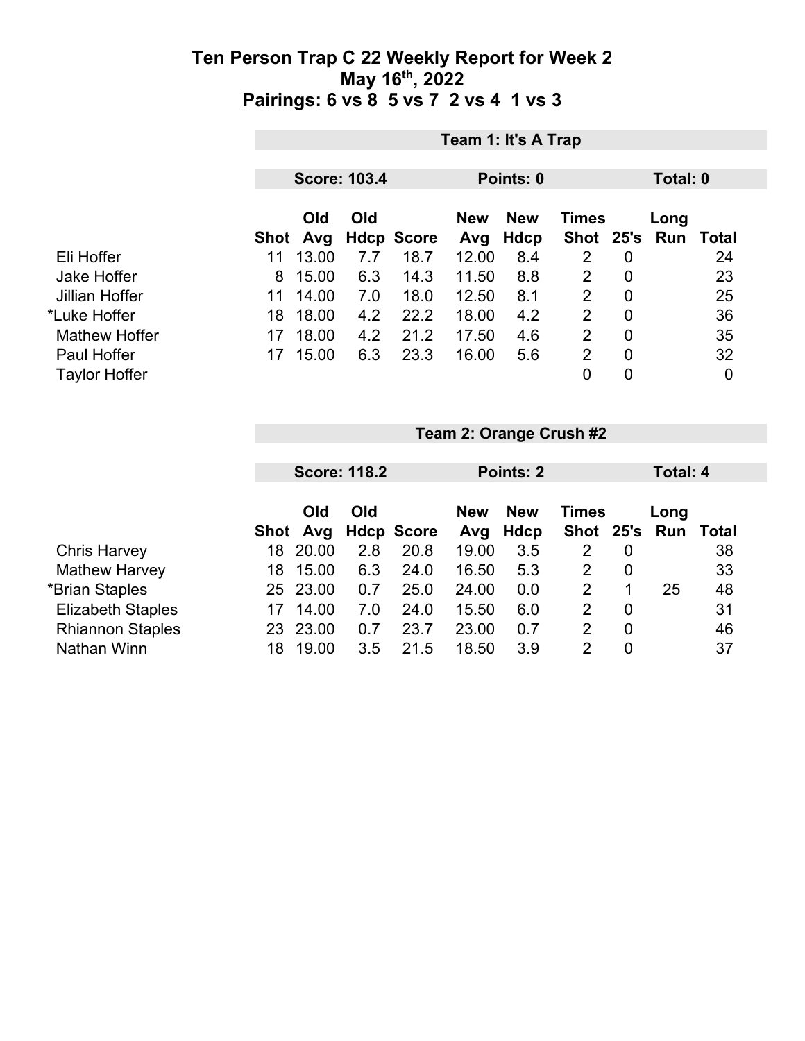# Ten Person Trap C 22 Weekly Report for Week 2
## May 16th, 2022
## Pairings: 6 vs 8  5 vs 7  2 vs 4  1 vs 3

### Team 1: It's A Trap

**Score: 103.4** | **Points: 0** | **Total: 0**

| | Shot | Old Avg | Old Hdcp | Score | New Avg | New Hdcp | Times Shot | 25's | Long Run | Total |
|---|---|---|---|---|---|---|---|---|---|---|
| Eli Hoffer | 11 | 13.00 | 7.7 | 18.7 | 12.00 | 8.4 | 2 | 0 | | 24 |
| Jake Hoffer | 8 | 15.00 | 6.3 | 14.3 | 11.50 | 8.8 | 2 | 0 | | 23 |
| Jillian Hoffer | 11 | 14.00 | 7.0 | 18.0 | 12.50 | 8.1 | 2 | 0 | | 25 |
| *Luke Hoffer | 18 | 18.00 | 4.2 | 22.2 | 18.00 | 4.2 | 2 | 0 | | 36 |
| Mathew Hoffer | 17 | 18.00 | 4.2 | 21.2 | 17.50 | 4.6 | 2 | 0 | | 35 |
| Paul Hoffer | 17 | 15.00 | 6.3 | 23.3 | 16.00 | 5.6 | 2 | 0 | | 32 |
| Taylor Hoffer | | | | | | | 0 | 0 | | 0 |

### Team 2: Orange Crush #2

**Score: 118.2** | **Points: 2** | **Total: 4**

| | Shot | Old Avg | Old Hdcp | Score | New Avg | New Hdcp | Times Shot | 25's | Long Run | Total |
|---|---|---|---|---|---|---|---|---|---|---|
| Chris Harvey | 18 | 20.00 | 2.8 | 20.8 | 19.00 | 3.5 | 2 | 0 | | 38 |
| Mathew Harvey | 18 | 15.00 | 6.3 | 24.0 | 16.50 | 5.3 | 2 | 0 | | 33 |
| *Brian Staples | 25 | 23.00 | 0.7 | 25.0 | 24.00 | 0.0 | 2 | 1 | 25 | 48 |
| Elizabeth Staples | 17 | 14.00 | 7.0 | 24.0 | 15.50 | 6.0 | 2 | 0 | | 31 |
| Rhiannon Staples | 23 | 23.00 | 0.7 | 23.7 | 23.00 | 0.7 | 2 | 0 | | 46 |
| Nathan Winn | 18 | 19.00 | 3.5 | 21.5 | 18.50 | 3.9 | 2 | 0 | | 37 |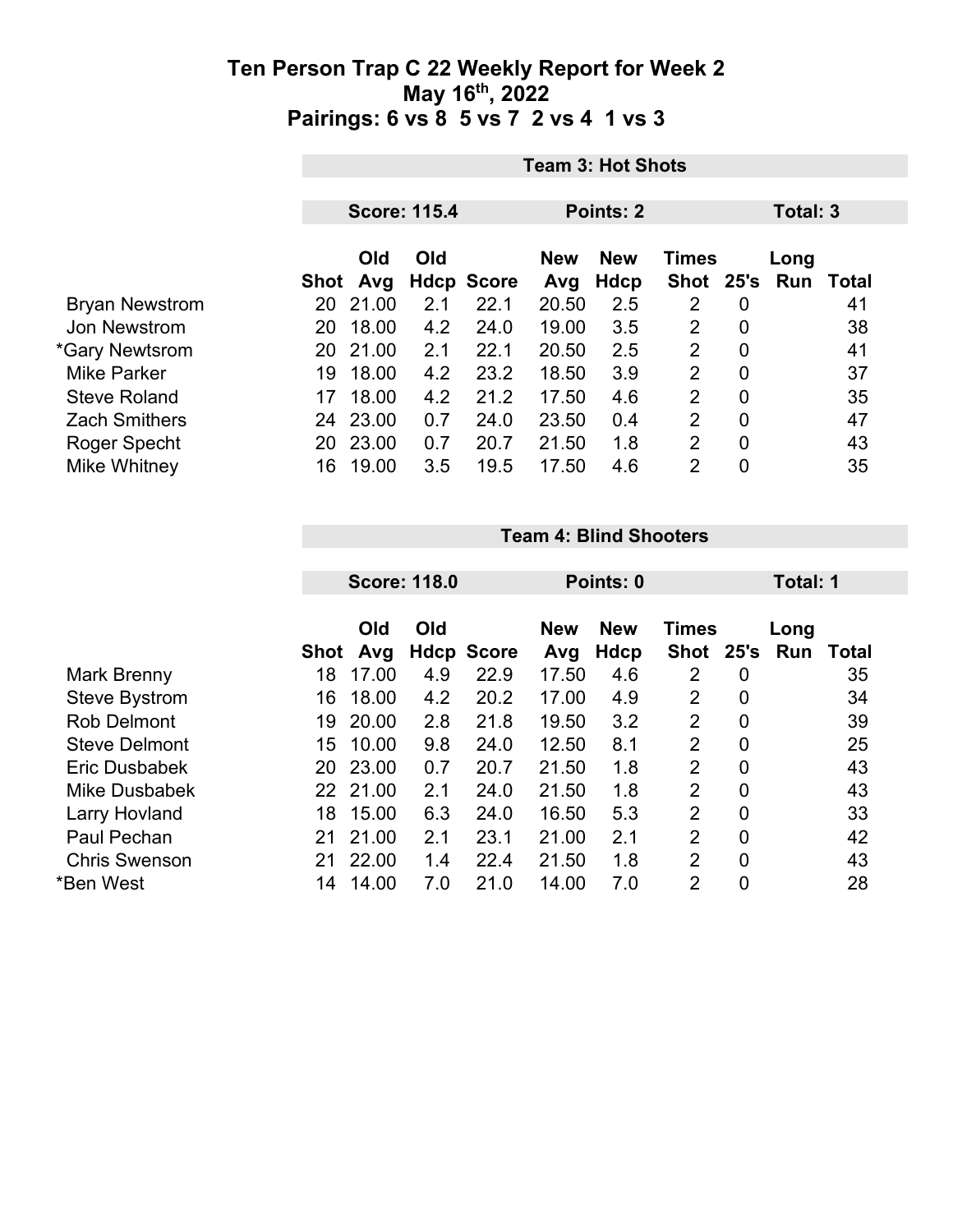# Ten Person Trap C 22 Weekly Report for Week 2
## May 16th, 2022
## Pairings: 6 vs 8 5 vs 7 2 vs 4 1 vs 3

### Team 3: Hot Shots

**Score: 115.4** | **Points: 2** | **Total: 3**

| | Shot | Old Avg | Old Hdcp | Score | New Avg | New Hdcp | Times Shot | 25's | Long Run | Total |
|---|---|---|---|---|---|---|---|---|---|---|
| Bryan Newstrom | 20 | 21.00 | 2.1 | 22.1 | 20.50 | 2.5 | 2 | 0 | | 41 |
| Jon Newstrom | 20 | 18.00 | 4.2 | 24.0 | 19.00 | 3.5 | 2 | 0 | | 38 |
| *Gary Newtsrom | 20 | 21.00 | 2.1 | 22.1 | 20.50 | 2.5 | 2 | 0 | | 41 |
| Mike Parker | 19 | 18.00 | 4.2 | 23.2 | 18.50 | 3.9 | 2 | 0 | | 37 |
| Steve Roland | 17 | 18.00 | 4.2 | 21.2 | 17.50 | 4.6 | 2 | 0 | | 35 |
| Zach Smithers | 24 | 23.00 | 0.7 | 24.0 | 23.50 | 0.4 | 2 | 0 | | 47 |
| Roger Specht | 20 | 23.00 | 0.7 | 20.7 | 21.50 | 1.8 | 2 | 0 | | 43 |
| Mike Whitney | 16 | 19.00 | 3.5 | 19.5 | 17.50 | 4.6 | 2 | 0 | | 35 |

### Team 4: Blind Shooters

**Score: 118.0** | **Points: 0** | **Total: 1**

| | Shot | Old Avg | Old Hdcp | Score | New Avg | New Hdcp | Times Shot | 25's | Long Run | Total |
|---|---|---|---|---|---|---|---|---|---|---|
| Mark Brenny | 18 | 17.00 | 4.9 | 22.9 | 17.50 | 4.6 | 2 | 0 | | 35 |
| Steve Bystrom | 16 | 18.00 | 4.2 | 20.2 | 17.00 | 4.9 | 2 | 0 | | 34 |
| Rob Delmont | 19 | 20.00 | 2.8 | 21.8 | 19.50 | 3.2 | 2 | 0 | | 39 |
| Steve Delmont | 15 | 10.00 | 9.8 | 24.0 | 12.50 | 8.1 | 2 | 0 | | 25 |
| Eric Dusbabek | 20 | 23.00 | 0.7 | 20.7 | 21.50 | 1.8 | 2 | 0 | | 43 |
| Mike Dusbabek | 22 | 21.00 | 2.1 | 24.0 | 21.50 | 1.8 | 2 | 0 | | 43 |
| Larry Hovland | 18 | 15.00 | 6.3 | 24.0 | 16.50 | 5.3 | 2 | 0 | | 33 |
| Paul Pechan | 21 | 21.00 | 2.1 | 23.1 | 21.00 | 2.1 | 2 | 0 | | 42 |
| Chris Swenson | 21 | 22.00 | 1.4 | 22.4 | 21.50 | 1.8 | 2 | 0 | | 43 |
| *Ben West | 14 | 14.00 | 7.0 | 21.0 | 14.00 | 7.0 | 2 | 0 | | 28 |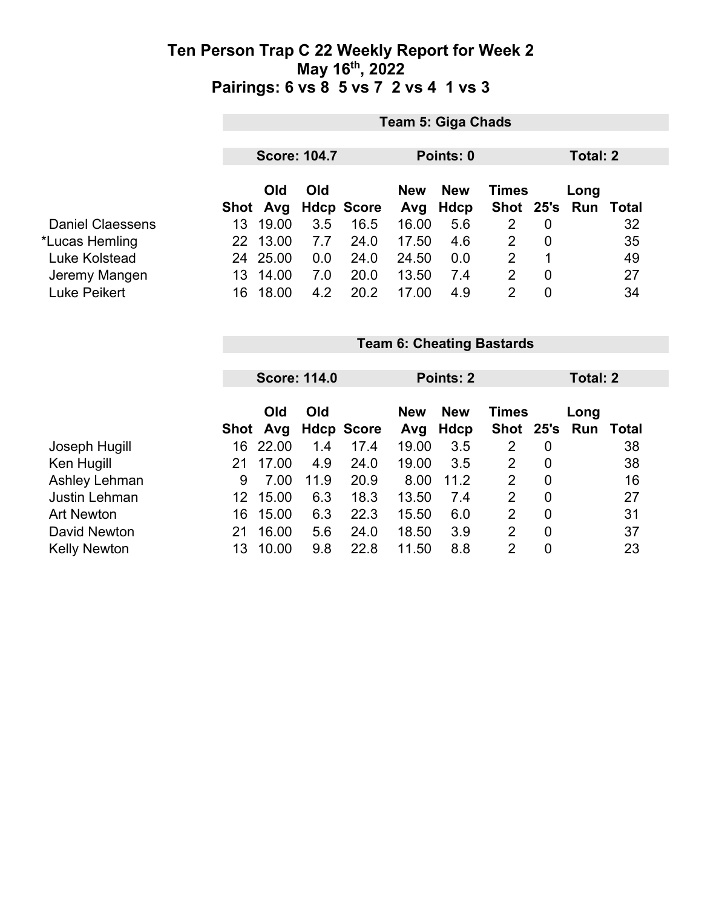# Ten Person Trap C 22 Weekly Report for Week 2
## May 16th, 2022
## Pairings: 6 vs 8 5 vs 7 2 vs 4 1 vs 3

### Team 5: Giga Chads

**Score: 104.7** | **Points: 0** | **Total: 2**

| | Shot | Old Avg | Old Hdcp | Score | New Avg | New Hdcp | Times Shot | 25's | Long Run | Total |
|---|---|---|---|---|---|---|---|---|---|---|
| Daniel Claessens | 13 | 19.00 | 3.5 | 16.5 | 16.00 | 5.6 | 2 | 0 | | 32 |
| *Lucas Hemling | 22 | 13.00 | 7.7 | 24.0 | 17.50 | 4.6 | 2 | 0 | | 35 |
| Luke Kolstead | 24 | 25.00 | 0.0 | 24.0 | 24.50 | 0.0 | 2 | 1 | | 49 |
| Jeremy Mangen | 13 | 14.00 | 7.0 | 20.0 | 13.50 | 7.4 | 2 | 0 | | 27 |
| Luke Peikert | 16 | 18.00 | 4.2 | 20.2 | 17.00 | 4.9 | 2 | 0 | | 34 |

### Team 6: Cheating Bastards

**Score: 114.0** | **Points: 2** | **Total: 2**

| | Shot | Old Avg | Old Hdcp | Score | New Avg | New Hdcp | Times Shot | 25's | Long Run | Total |
|---|---|---|---|---|---|---|---|---|---|---|
| Joseph Hugill | 16 | 22.00 | 1.4 | 17.4 | 19.00 | 3.5 | 2 | 0 | | 38 |
| Ken Hugill | 21 | 17.00 | 4.9 | 24.0 | 19.00 | 3.5 | 2 | 0 | | 38 |
| Ashley Lehman | 9 | 7.00 | 11.9 | 20.9 | 8.00 | 11.2 | 2 | 0 | | 16 |
| Justin Lehman | 12 | 15.00 | 6.3 | 18.3 | 13.50 | 7.4 | 2 | 0 | | 27 |
| Art Newton | 16 | 15.00 | 6.3 | 22.3 | 15.50 | 6.0 | 2 | 0 | | 31 |
| David Newton | 21 | 16.00 | 5.6 | 24.0 | 18.50 | 3.9 | 2 | 0 | | 37 |
| Kelly Newton | 13 | 10.00 | 9.8 | 22.8 | 11.50 | 8.8 | 2 | 0 | | 23 |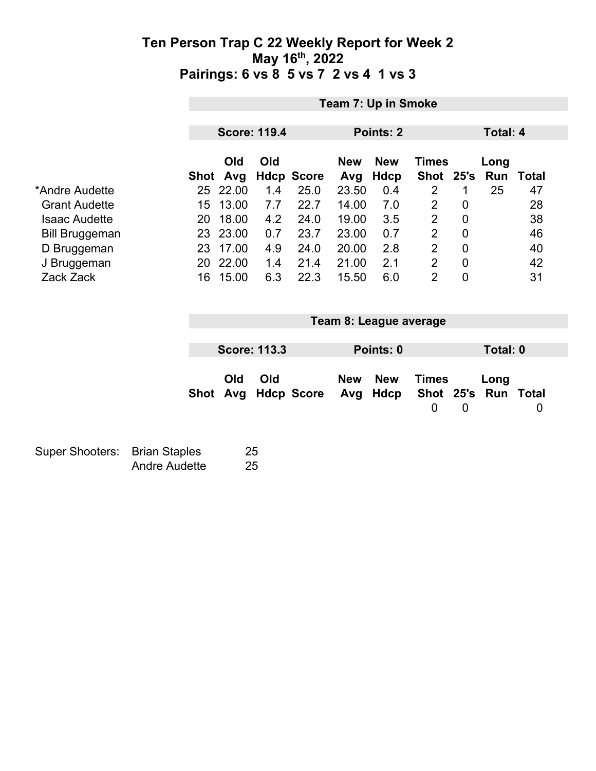# Ten Person Trap C 22 Weekly Report for Week 2
## May 16th, 2022
## Pairings: 6 vs 8 5 vs 7 2 vs 4 1 vs 3

**Team 7: Up in Smoke**

**Score: 119.4** | **Points: 2** | **Total: 4**

| | Shot | Old Avg | Old Hdcp | Score | New Avg | New Hdcp | Times Shot | 25's | Long Run | Total |
|---|---|---|---|---|---|---|---|---|---|---|
| *Andre Audette | 25 | 22.00 | 1.4 | 25.0 | 23.50 | 0.4 | 2 | 1 | 25 | 47 |
| Grant Audette | 15 | 13.00 | 7.7 | 22.7 | 14.00 | 7.0 | 2 | 0 | | 28 |
| Isaac Audette | 20 | 18.00 | 4.2 | 24.0 | 19.00 | 3.5 | 2 | 0 | | 38 |
| Bill Bruggeman | 23 | 23.00 | 0.7 | 23.7 | 23.00 | 0.7 | 2 | 0 | | 46 |
| D Bruggeman | 23 | 17.00 | 4.9 | 24.0 | 20.00 | 2.8 | 2 | 0 | | 40 |
| J Bruggeman | 20 | 22.00 | 1.4 | 21.4 | 21.00 | 2.1 | 2 | 0 | | 42 |
| Zack Zack | 16 | 15.00 | 6.3 | 22.3 | 15.50 | 6.0 | 2 | 0 | | 31 |

**Team 8: League average**

**Score: 113.3** | **Points: 0** | **Total: 0**

| | Shot | Old Avg | Old Hdcp | Score | New Avg | New Hdcp | Times Shot | 25's | Long Run | Total |
|---|---|---|---|---|---|---|---|---|---|---|
| | | | | | | | 0 | 0 | | 0 |

| Super Shooters: | | |
|---|---|---|
| | Brian Staples | 25 |
| | Andre Audette | 25 |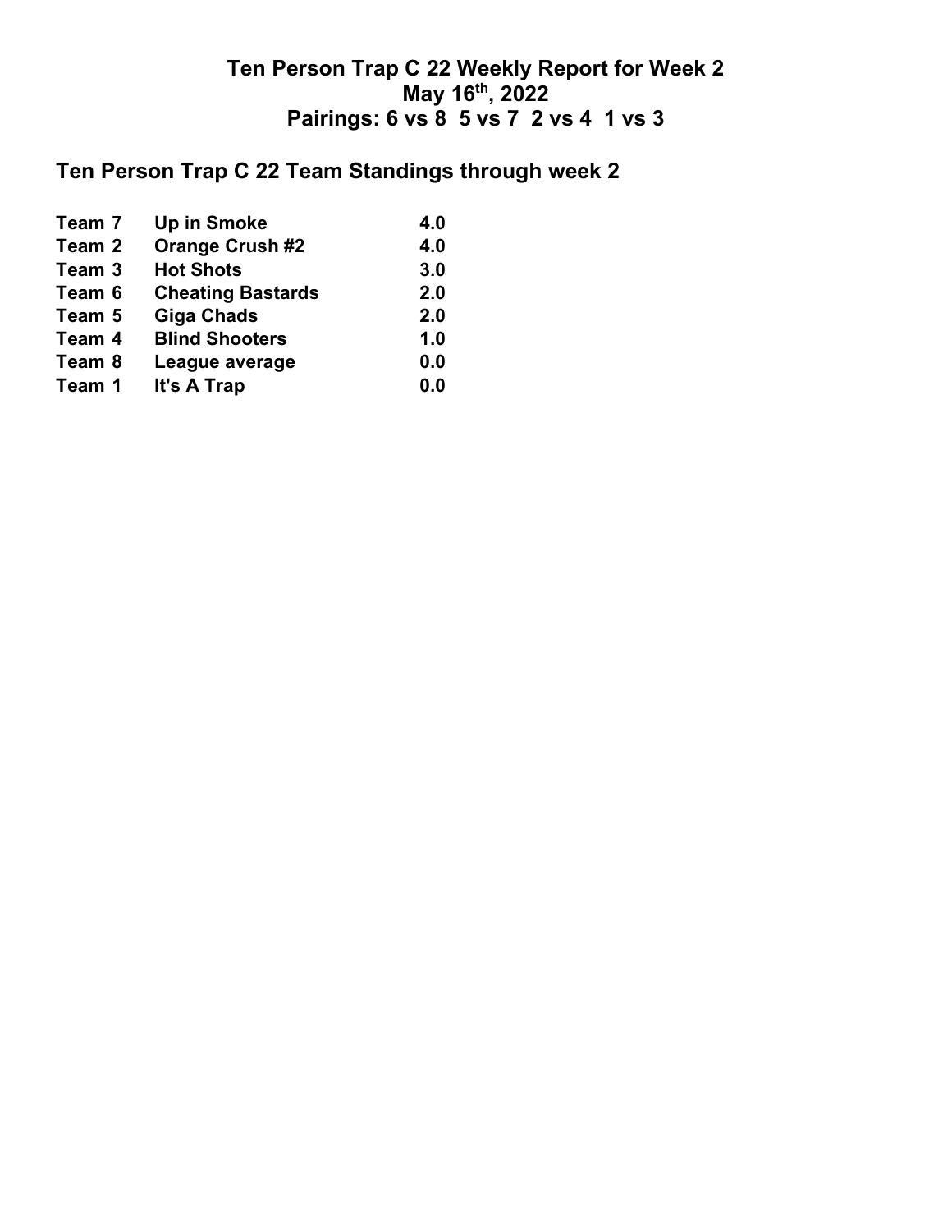# Ten Person Trap C 22 Weekly Report for Week 2
# May 16th, 2022
# Pairings: 6 vs 8  5 vs 7  2 vs 4  1 vs 3

## Ten Person Trap C 22 Team Standings through week 2

| | | |
|---|---|---|
| **Team 7** | **Up in Smoke** | **4.0** |
| **Team 2** | **Orange Crush #2** | **4.0** |
| **Team 3** | **Hot Shots** | **3.0** |
| **Team 6** | **Cheating Bastards** | **2.0** |
| **Team 5** | **Giga Chads** | **2.0** |
| **Team 4** | **Blind Shooters** | **1.0** |
| **Team 8** | **League average** | **0.0** |
| **Team 1** | **It's A Trap** | **0.0** |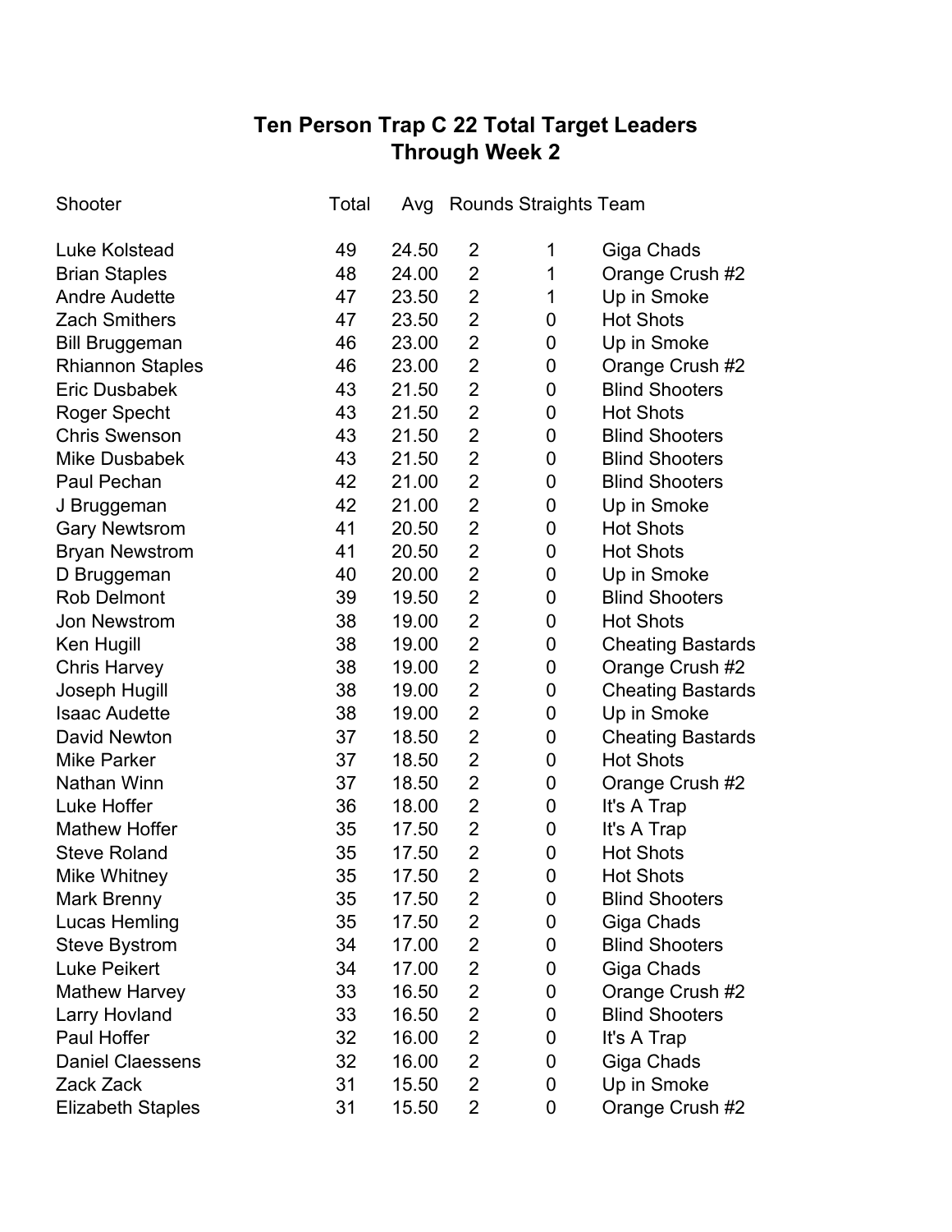# Ten Person Trap C 22 Total Target Leaders
## Through Week 2

| Shooter | Total | Avg | Rounds | Straights | Team |
|---|---|---|---|---|---|
| Luke Kolstead | 49 | 24.50 | 2 | 1 | Giga Chads |
| Brian Staples | 48 | 24.00 | 2 | 1 | Orange Crush #2 |
| Andre Audette | 47 | 23.50 | 2 | 1 | Up in Smoke |
| Zach Smithers | 47 | 23.50 | 2 | 0 | Hot Shots |
| Bill Bruggeman | 46 | 23.00 | 2 | 0 | Up in Smoke |
| Rhiannon Staples | 46 | 23.00 | 2 | 0 | Orange Crush #2 |
| Eric Dusbabek | 43 | 21.50 | 2 | 0 | Blind Shooters |
| Roger Specht | 43 | 21.50 | 2 | 0 | Hot Shots |
| Chris Swenson | 43 | 21.50 | 2 | 0 | Blind Shooters |
| Mike Dusbabek | 43 | 21.50 | 2 | 0 | Blind Shooters |
| Paul Pechan | 42 | 21.00 | 2 | 0 | Blind Shooters |
| J Bruggeman | 42 | 21.00 | 2 | 0 | Up in Smoke |
| Gary Newtsrom | 41 | 20.50 | 2 | 0 | Hot Shots |
| Bryan Newstrom | 41 | 20.50 | 2 | 0 | Hot Shots |
| D Bruggeman | 40 | 20.00 | 2 | 0 | Up in Smoke |
| Rob Delmont | 39 | 19.50 | 2 | 0 | Blind Shooters |
| Jon Newstrom | 38 | 19.00 | 2 | 0 | Hot Shots |
| Ken Hugill | 38 | 19.00 | 2 | 0 | Cheating Bastards |
| Chris Harvey | 38 | 19.00 | 2 | 0 | Orange Crush #2 |
| Joseph Hugill | 38 | 19.00 | 2 | 0 | Cheating Bastards |
| Isaac Audette | 38 | 19.00 | 2 | 0 | Up in Smoke |
| David Newton | 37 | 18.50 | 2 | 0 | Cheating Bastards |
| Mike Parker | 37 | 18.50 | 2 | 0 | Hot Shots |
| Nathan Winn | 37 | 18.50 | 2 | 0 | Orange Crush #2 |
| Luke Hoffer | 36 | 18.00 | 2 | 0 | It's A Trap |
| Mathew Hoffer | 35 | 17.50 | 2 | 0 | It's A Trap |
| Steve Roland | 35 | 17.50 | 2 | 0 | Hot Shots |
| Mike Whitney | 35 | 17.50 | 2 | 0 | Hot Shots |
| Mark Brenny | 35 | 17.50 | 2 | 0 | Blind Shooters |
| Lucas Hemling | 35 | 17.50 | 2 | 0 | Giga Chads |
| Steve Bystrom | 34 | 17.00 | 2 | 0 | Blind Shooters |
| Luke Peikert | 34 | 17.00 | 2 | 0 | Giga Chads |
| Mathew Harvey | 33 | 16.50 | 2 | 0 | Orange Crush #2 |
| Larry Hovland | 33 | 16.50 | 2 | 0 | Blind Shooters |
| Paul Hoffer | 32 | 16.00 | 2 | 0 | It's A Trap |
| Daniel Claessens | 32 | 16.00 | 2 | 0 | Giga Chads |
| Zack Zack | 31 | 15.50 | 2 | 0 | Up in Smoke |
| Elizabeth Staples | 31 | 15.50 | 2 | 0 | Orange Crush #2 |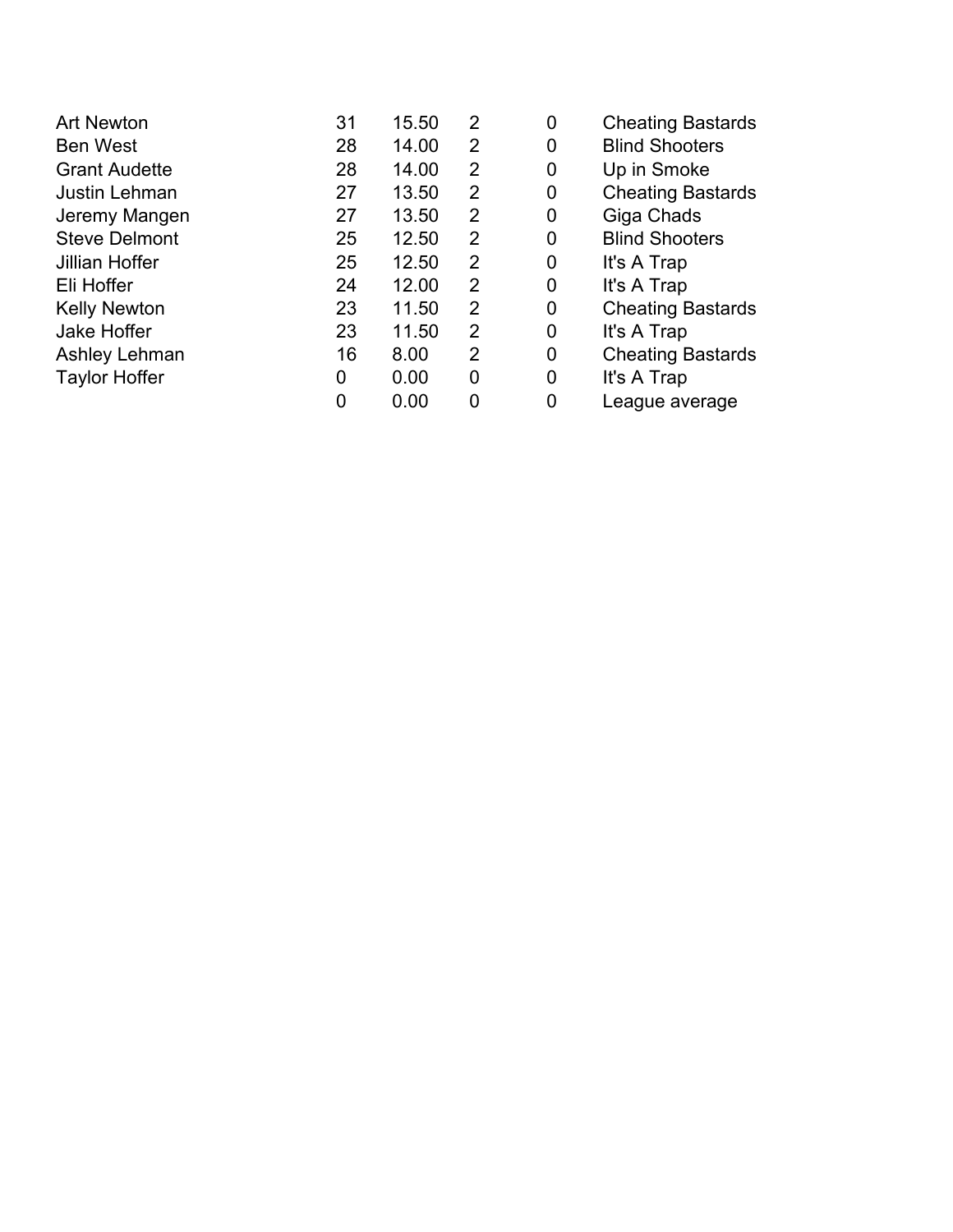| | | | | | |
|---|---|---|---|---|---|
| Art Newton | 31 | 15.50 | 2 | 0 | Cheating Bastards |
| Ben West | 28 | 14.00 | 2 | 0 | Blind Shooters |
| Grant Audette | 28 | 14.00 | 2 | 0 | Up in Smoke |
| Justin Lehman | 27 | 13.50 | 2 | 0 | Cheating Bastards |
| Jeremy Mangen | 27 | 13.50 | 2 | 0 | Giga Chads |
| Steve Delmont | 25 | 12.50 | 2 | 0 | Blind Shooters |
| Jillian Hoffer | 25 | 12.50 | 2 | 0 | It's A Trap |
| Eli Hoffer | 24 | 12.00 | 2 | 0 | It's A Trap |
| Kelly Newton | 23 | 11.50 | 2 | 0 | Cheating Bastards |
| Jake Hoffer | 23 | 11.50 | 2 | 0 | It's A Trap |
| Ashley Lehman | 16 | 8.00 | 2 | 0 | Cheating Bastards |
| Taylor Hoffer | 0 | 0.00 | 0 | 0 | It's A Trap |
| | 0 | 0.00 | 0 | 0 | League average |